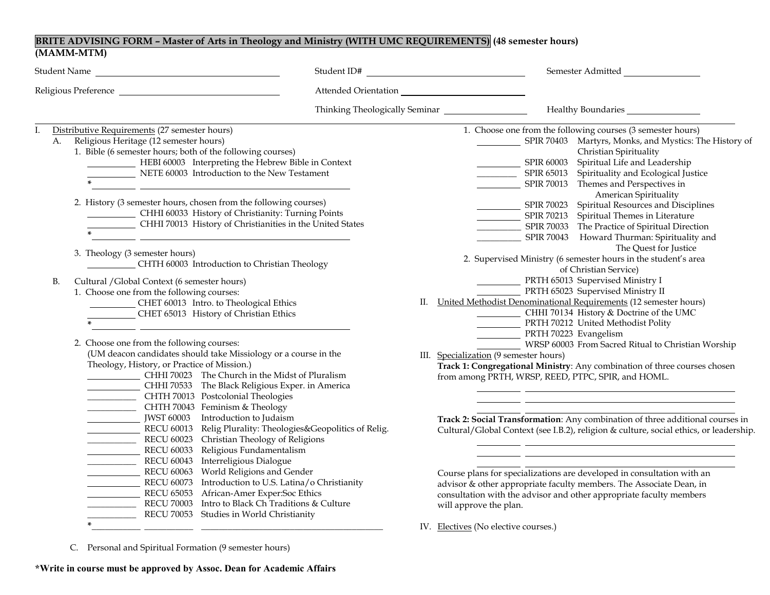# BRITE ADVISING FORM – Master of Arts in Theology and Ministry (WITH UMC REQUIREMENTS) (48 semester hours) (MAMM-MTM)

Student Name ______________________ Student ID# ______________________ Semester Admitted ____________

Religious Preference ______________________ Attended Orientation ______________________

Thinking Theologically Seminar ____________ Healthy Boundaries ____________

## I. Distributive Requirements (27 semester hours)

### A. Religious Heritage (12 semester hours)

1. Bible (6 semester hours; both of the following courses)
   - ________ HEBI 60003 Interpreting the Hebrew Bible in Context
   - ________ NETE 60003 Introduction to the New Testament
   - *________ ______________________

2. History (3 semester hours, chosen from the following courses)
   - ________ CHHI 60033 History of Christianity: Turning Points
   - ________ CHHI 70013 History of Christianities in the United States
   - *________ ______________________

3. Theology (3 semester hours)
   - ________ CHTH 60003 Introduction to Christian Theology

### B. Cultural /Global Context (6 semester hours)

1. Choose one from the following courses:
   - ________ CHET 60013 Intro. to Theological Ethics
   - ________ CHET 65013 History of Christian Ethics
   - *________ ______________________

2. Choose one from the following courses:
   (UM deacon candidates should take Missiology or a course in the Theology, History, or Practice of Mission.)
   - ________ CHHI 70023 The Church in the Midst of Pluralism
   - ________ CHHI 70533 The Black Religious Exper. in America
   - ________ CHTH 70013 Postcolonial Theologies
   - ________ CHTH 70043 Feminism & Theology
   - ________ JWST 60003 Introduction to Judaism
   - ________ RECU 60013 Relig Plurality: Theologies&Geopolitics of Relig.
   - ________ RECU 60023 Christian Theology of Religions
   - ________ RECU 60033 Religious Fundamentalism
   - ________ RECU 60043 Interreligious Dialogue
   - ________ RECU 60063 World Religions and Gender
   - ________ RECU 60073 Introduction to U.S. Latina/o Christianity
   - ________ RECU 65053 African-Amer Exper:Soc Ethics
   - ________ RECU 70003 Intro to Black Ch Traditions & Culture
   - ________ RECU 70053 Studies in World Christianity
   - *________ ________ ______________________

### C. Personal and Spiritual Formation (9 semester hours)

1. Choose one from the following courses (3 semester hours)
   - ________ SPIR 70403 Martyrs, Monks, and Mystics: The History of Christian Spirituality
   - ________ SPIR 60003 Spiritual Life and Leadership
   - ________ SPIR 65013 Spirituality and Ecological Justice
   - ________ SPIR 70013 Themes and Perspectives in American Spirituality
   - ________ SPIR 70023 Spiritual Resources and Disciplines
   - ________ SPIR 70213 Spiritual Themes in Literature
   - ________ SPIR 70033 The Practice of Spiritual Direction
   - ________ SPIR 70043 Howard Thurman: Spirituality and The Quest for Justice

2. Supervised Ministry (6 semester hours in the student's area of Christian Service)
   - ________ PRTH 65013 Supervised Ministry I
   - ________ PRTH 65023 Supervised Ministry II

## II. United Methodist Denominational Requirements (12 semester hours)

- ________ CHHI 70134 History & Doctrine of the UMC
- ________ PRTH 70212 United Methodist Polity
- ________ PRTH 70223 Evangelism
- ________ WRSP 60003 From Sacred Ritual to Christian Worship

## III. Specialization (9 semester hours)

**Track 1: Congregational Ministry**: Any combination of three courses chosen from among PRTH, WRSP, REED, PTPC, SPIR, and HOML.

- ________ ______________________
- ________ ______________________
- ________ ______________________

**Track 2: Social Transformation**: Any combination of three additional courses in Cultural/Global Context (see I.B.2), religion & culture, social ethics, or leadership.

- ________ ______________________
- ________ ______________________
- ________ ______________________

Course plans for specializations are developed in consultation with an advisor & other appropriate faculty members. The Associate Dean, in consultation with the advisor and other appropriate faculty members will approve the plan.

## IV. Electives (No elective courses.)

**\*Write in course must be approved by Assoc. Dean for Academic Affairs**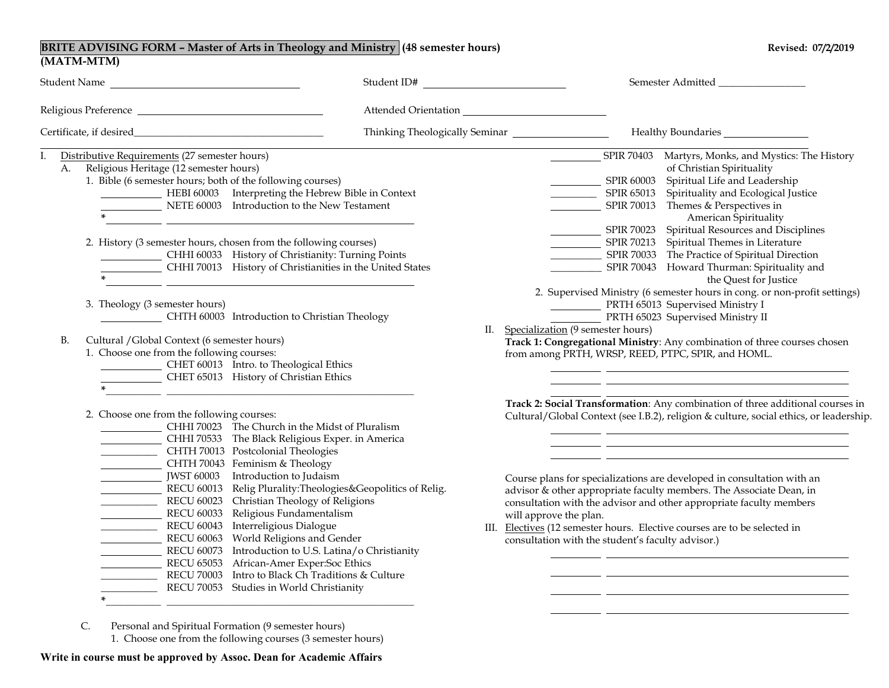**BRITE ADVISING FORM – Master of Arts in Theology and Ministry** (48 semester hours) (MATM-MTM)

**Revised: 07/2/2019**

Student Name ____________________ Student ID# ____________________ Semester Admitted ____________________

Religious Preference ____________________ Attended Orientation ____________________

Certificate, if desired____________________ Thinking Theologically Seminar ____________________ Healthy Boundaries ____________________

I. Distributive Requirements (27 semester hours)

A. Religious Heritage (12 semester hours)

1. Bible (6 semester hours; both of the following courses)
   - ________ HEBI 60003 Interpreting the Hebrew Bible in Context
   - ________ NETE 60003 Introduction to the New Testament
   - *________ ____________________

2. History (3 semester hours, chosen from the following courses)
   - ________ CHHI 60033 History of Christianity: Turning Points
   - ________ CHHI 70013 History of Christianities in the United States
   - *________ ____________________

3. Theology (3 semester hours)
   - ________ CHTH 60003 Introduction to Christian Theology

B. Cultural /Global Context (6 semester hours)

1. Choose one from the following courses:
   - ________ CHET 60013 Intro. to Theological Ethics
   - ________ CHET 65013 History of Christian Ethics
   - *________ ____________________

2. Choose one from the following courses:
   - ________ CHHI 70023 The Church in the Midst of Pluralism
   - ________ CHHI 70533 The Black Religious Exper. in America
   - ________ CHTH 70013 Postcolonial Theologies
   - ________ CHTH 70043 Feminism & Theology
   - ________ JWST 60003 Introduction to Judaism
   - ________ RECU 60013 Relig Plurality:Theologies&Geopolitics of Relig.
   - ________ RECU 60023 Christian Theology of Religions
   - ________ RECU 60033 Religious Fundamentalism
   - ________ RECU 60043 Interreligious Dialogue
   - ________ RECU 60063 World Religions and Gender
   - ________ RECU 60073 Introduction to U.S. Latina/o Christianity
   - ________ RECU 65053 African-Amer Exper:Soc Ethics
   - ________ RECU 70003 Intro to Black Ch Traditions & Culture
   - ________ RECU 70053 Studies in World Christianity
   - *________ ____________________

C. Personal and Spiritual Formation (9 semester hours)

1. Choose one from the following courses (3 semester hours)
   - ________ SPIR 70403 Martyrs, Monks, and Mystics: The History of Christian Spirituality
   - ________ SPIR 60003 Spiritual Life and Leadership
   - ________ SPIR 65013 Spirituality and Ecological Justice
   - ________ SPIR 70013 Themes & Perspectives in American Spirituality
   - ________ SPIR 70023 Spiritual Resources and Disciplines
   - ________ SPIR 70213 Spiritual Themes in Literature
   - ________ SPIR 70033 The Practice of Spiritual Direction
   - ________ SPIR 70043 Howard Thurman: Spirituality and the Quest for Justice

2. Supervised Ministry (6 semester hours in cong. or non-profit settings)
   - ________ PRTH 65013 Supervised Ministry I
   - ________ PRTH 65023 Supervised Ministry II

II. Specialization (9 semester hours)

**Track 1: Congregational Ministry**: Any combination of three courses chosen from among PRTH, WRSP, REED, PTPC, SPIR, and HOML.

- ________ ____________________
- ________ ____________________
- ________ ____________________

**Track 2: Social Transformation**: Any combination of three additional courses in Cultural/Global Context (see I.B.2), religion & culture, social ethics, or leadership.

- ________ ____________________
- ________ ____________________
- ________ ____________________

Course plans for specializations are developed in consultation with an advisor & other appropriate faculty members. The Associate Dean, in consultation with the advisor and other appropriate faculty members will approve the plan.

III. Electives (12 semester hours. Elective courses are to be selected in consultation with the student's faculty advisor.)

- ________ ____________________
- ________ ____________________
- ________ ____________________
- ________ ____________________

**Write in course must be approved by Assoc. Dean for Academic Affairs**